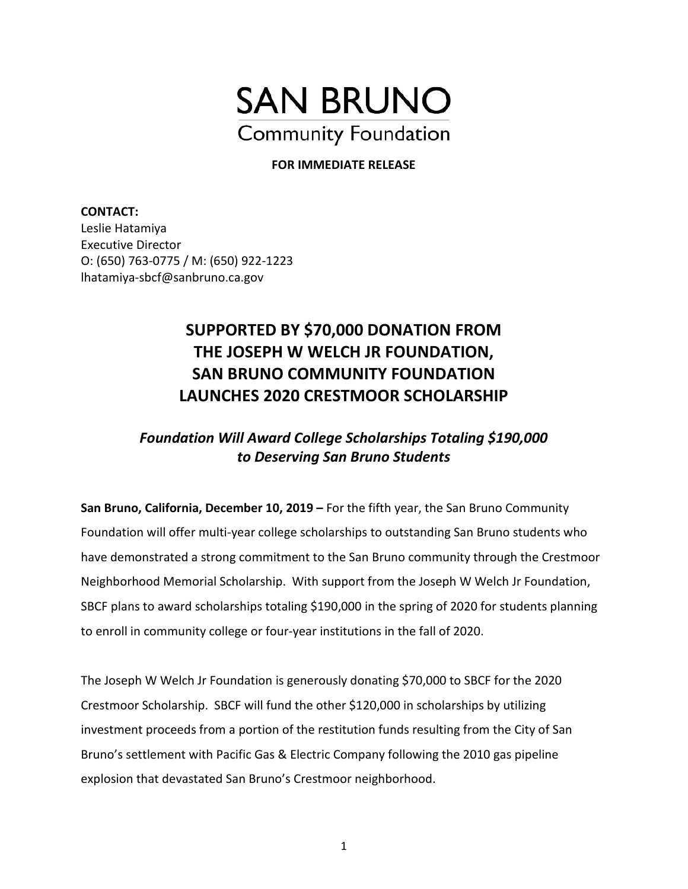# SAN BRUNO

## Community Foundation

**FOR IMMEDIATE RELEASE**

**CONTACT:**
Leslie Hatamiya
Executive Director
O: (650) 763-0775 / M: (650) 922-1223
lhatamiya-sbcf@sanbruno.ca.gov

## SUPPORTED BY $70,000 DONATION FROM THE JOSEPH W WELCH JR FOUNDATION, SAN BRUNO COMMUNITY FOUNDATION LAUNCHES 2020 CRESTMOOR SCHOLARSHIP

### *Foundation Will Award College Scholarships Totaling $190,000 to Deserving San Bruno Students*

**San Bruno, California, December 10, 2019 –** For the fifth year, the San Bruno Community Foundation will offer multi-year college scholarships to outstanding San Bruno students who have demonstrated a strong commitment to the San Bruno community through the Crestmoor Neighborhood Memorial Scholarship. With support from the Joseph W Welch Jr Foundation, SBCF plans to award scholarships totaling $190,000 in the spring of 2020 for students planning to enroll in community college or four-year institutions in the fall of 2020.

The Joseph W Welch Jr Foundation is generously donating $70,000 to SBCF for the 2020 Crestmoor Scholarship. SBCF will fund the other $120,000 in scholarships by utilizing investment proceeds from a portion of the restitution funds resulting from the City of San Bruno's settlement with Pacific Gas & Electric Company following the 2010 gas pipeline explosion that devastated San Bruno's Crestmoor neighborhood.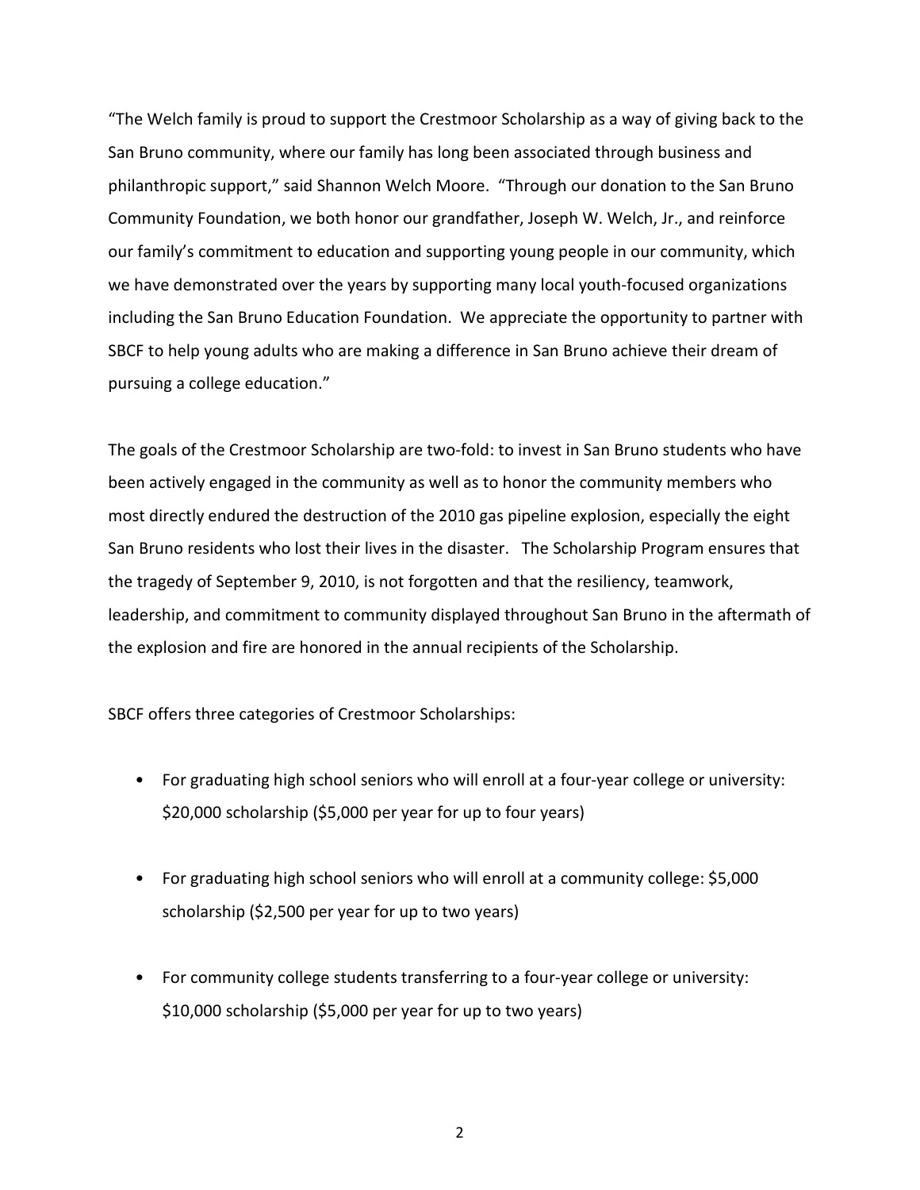"The Welch family is proud to support the Crestmoor Scholarship as a way of giving back to the San Bruno community, where our family has long been associated through business and philanthropic support," said Shannon Welch Moore. "Through our donation to the San Bruno Community Foundation, we both honor our grandfather, Joseph W. Welch, Jr., and reinforce our family's commitment to education and supporting young people in our community, which we have demonstrated over the years by supporting many local youth-focused organizations including the San Bruno Education Foundation. We appreciate the opportunity to partner with SBCF to help young adults who are making a difference in San Bruno achieve their dream of pursuing a college education."

The goals of the Crestmoor Scholarship are two-fold: to invest in San Bruno students who have been actively engaged in the community as well as to honor the community members who most directly endured the destruction of the 2010 gas pipeline explosion, especially the eight San Bruno residents who lost their lives in the disaster. The Scholarship Program ensures that the tragedy of September 9, 2010, is not forgotten and that the resiliency, teamwork, leadership, and commitment to community displayed throughout San Bruno in the aftermath of the explosion and fire are honored in the annual recipients of the Scholarship.

SBCF offers three categories of Crestmoor Scholarships:

- For graduating high school seniors who will enroll at a four-year college or university: $20,000 scholarship ($5,000 per year for up to four years)
- For graduating high school seniors who will enroll at a community college: $5,000 scholarship ($2,500 per year for up to two years)
- For community college students transferring to a four-year college or university: $10,000 scholarship ($5,000 per year for up to two years)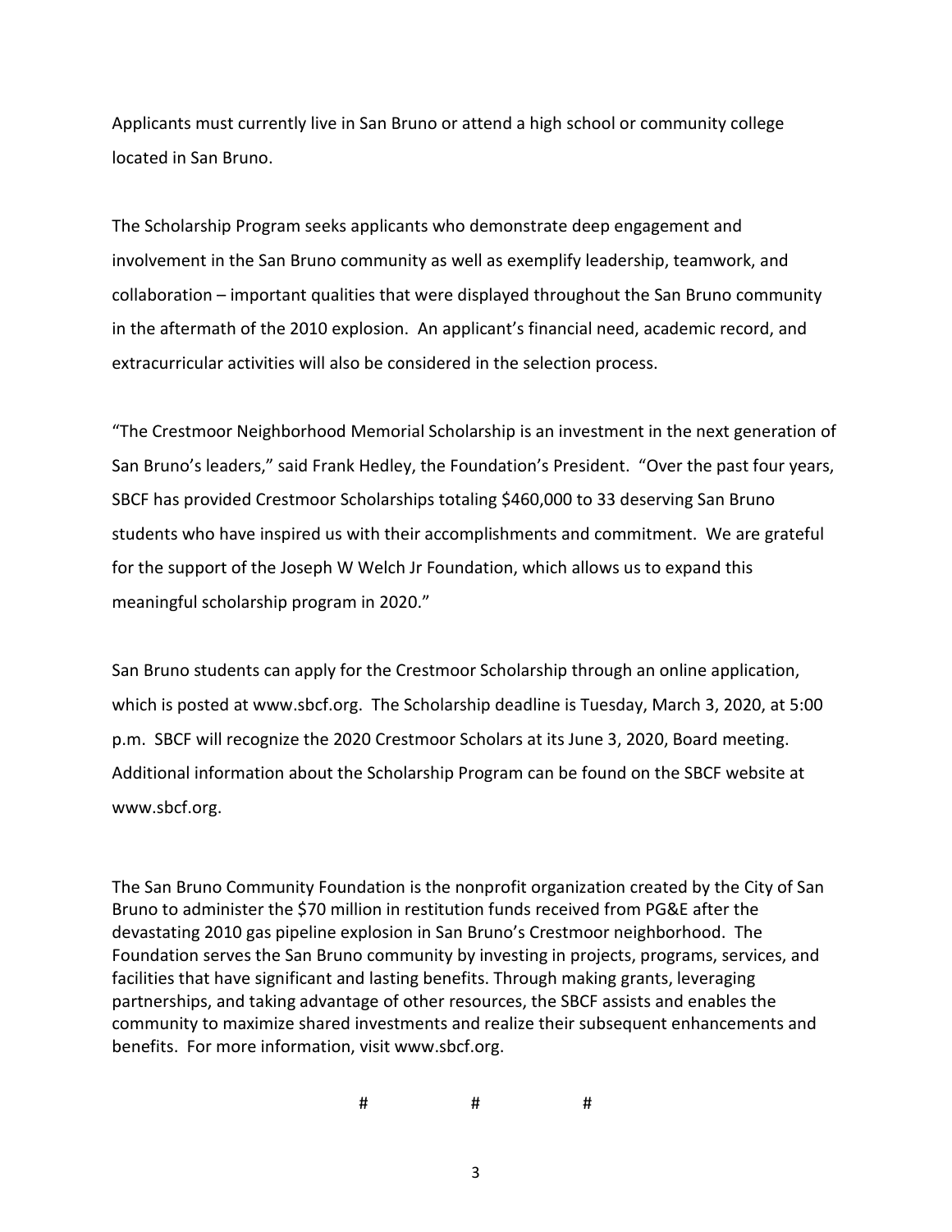Applicants must currently live in San Bruno or attend a high school or community college located in San Bruno.

The Scholarship Program seeks applicants who demonstrate deep engagement and involvement in the San Bruno community as well as exemplify leadership, teamwork, and collaboration – important qualities that were displayed throughout the San Bruno community in the aftermath of the 2010 explosion.  An applicant's financial need, academic record, and extracurricular activities will also be considered in the selection process.

"The Crestmoor Neighborhood Memorial Scholarship is an investment in the next generation of San Bruno's leaders," said Frank Hedley, the Foundation's President.  "Over the past four years, SBCF has provided Crestmoor Scholarships totaling $460,000 to 33 deserving San Bruno students who have inspired us with their accomplishments and commitment.  We are grateful for the support of the Joseph W Welch Jr Foundation, which allows us to expand this meaningful scholarship program in 2020."

San Bruno students can apply for the Crestmoor Scholarship through an online application, which is posted at www.sbcf.org.  The Scholarship deadline is Tuesday, March 3, 2020, at 5:00 p.m.  SBCF will recognize the 2020 Crestmoor Scholars at its June 3, 2020, Board meeting. Additional information about the Scholarship Program can be found on the SBCF website at www.sbcf.org.

The San Bruno Community Foundation is the nonprofit organization created by the City of San Bruno to administer the $70 million in restitution funds received from PG&E after the devastating 2010 gas pipeline explosion in San Bruno's Crestmoor neighborhood.  The Foundation serves the San Bruno community by investing in projects, programs, services, and facilities that have significant and lasting benefits. Through making grants, leveraging partnerships, and taking advantage of other resources, the SBCF assists and enables the community to maximize shared investments and realize their subsequent enhancements and benefits.  For more information, visit www.sbcf.org.

#                #                #